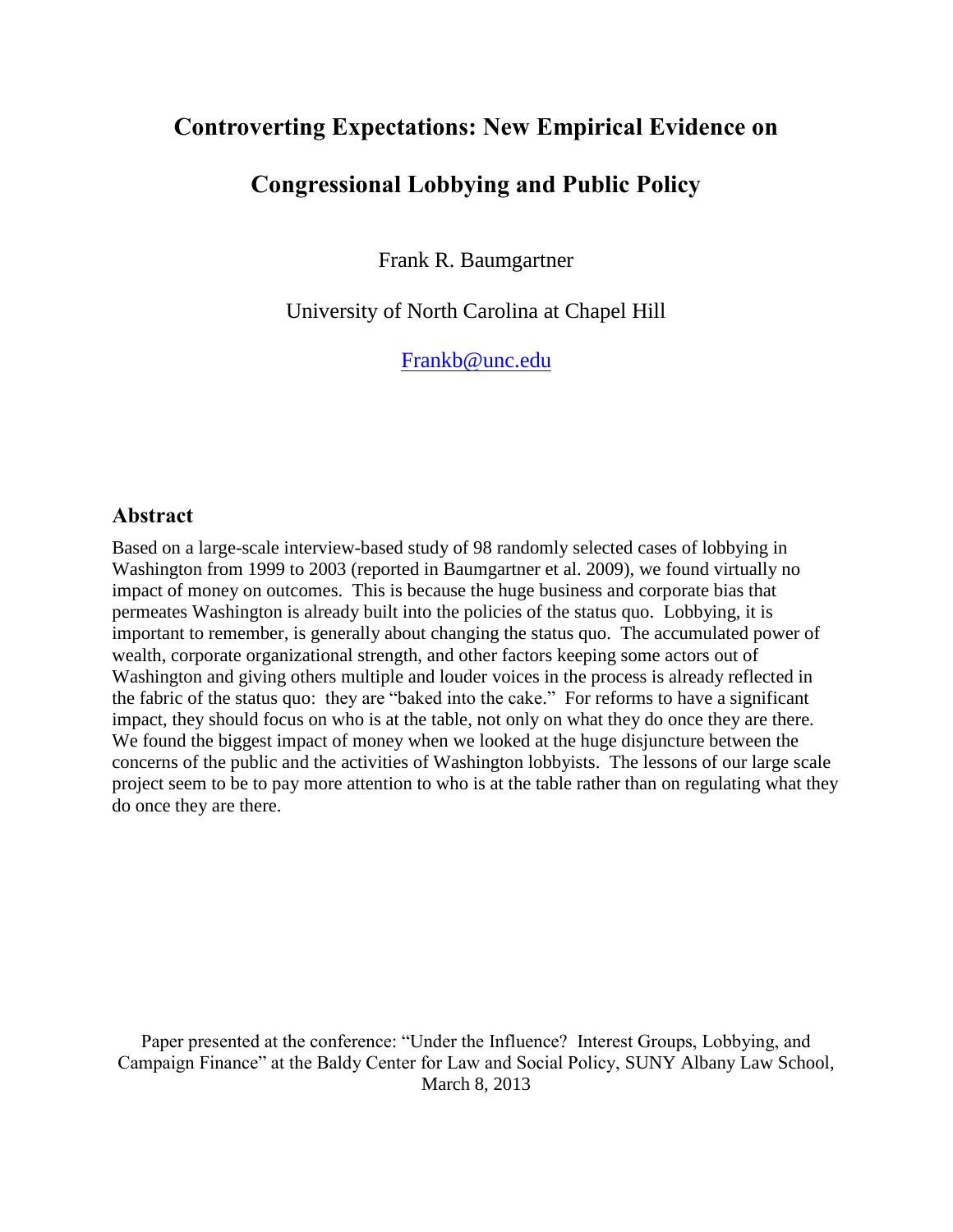# Controverting Expectations: New Empirical Evidence on Congressional Lobbying and Public Policy

Frank R. Baumgartner

University of North Carolina at Chapel Hill

Frankb@unc.edu

## Abstract

Based on a large-scale interview-based study of 98 randomly selected cases of lobbying in Washington from 1999 to 2003 (reported in Baumgartner et al. 2009), we found virtually no impact of money on outcomes. This is because the huge business and corporate bias that permeates Washington is already built into the policies of the status quo. Lobbying, it is important to remember, is generally about changing the status quo. The accumulated power of wealth, corporate organizational strength, and other factors keeping some actors out of Washington and giving others multiple and louder voices in the process is already reflected in the fabric of the status quo: they are "baked into the cake." For reforms to have a significant impact, they should focus on who is at the table, not only on what they do once they are there. We found the biggest impact of money when we looked at the huge disjuncture between the concerns of the public and the activities of Washington lobbyists. The lessons of our large scale project seem to be to pay more attention to who is at the table rather than on regulating what they do once they are there.

Paper presented at the conference: "Under the Influence? Interest Groups, Lobbying, and Campaign Finance" at the Baldy Center for Law and Social Policy, SUNY Albany Law School, March 8, 2013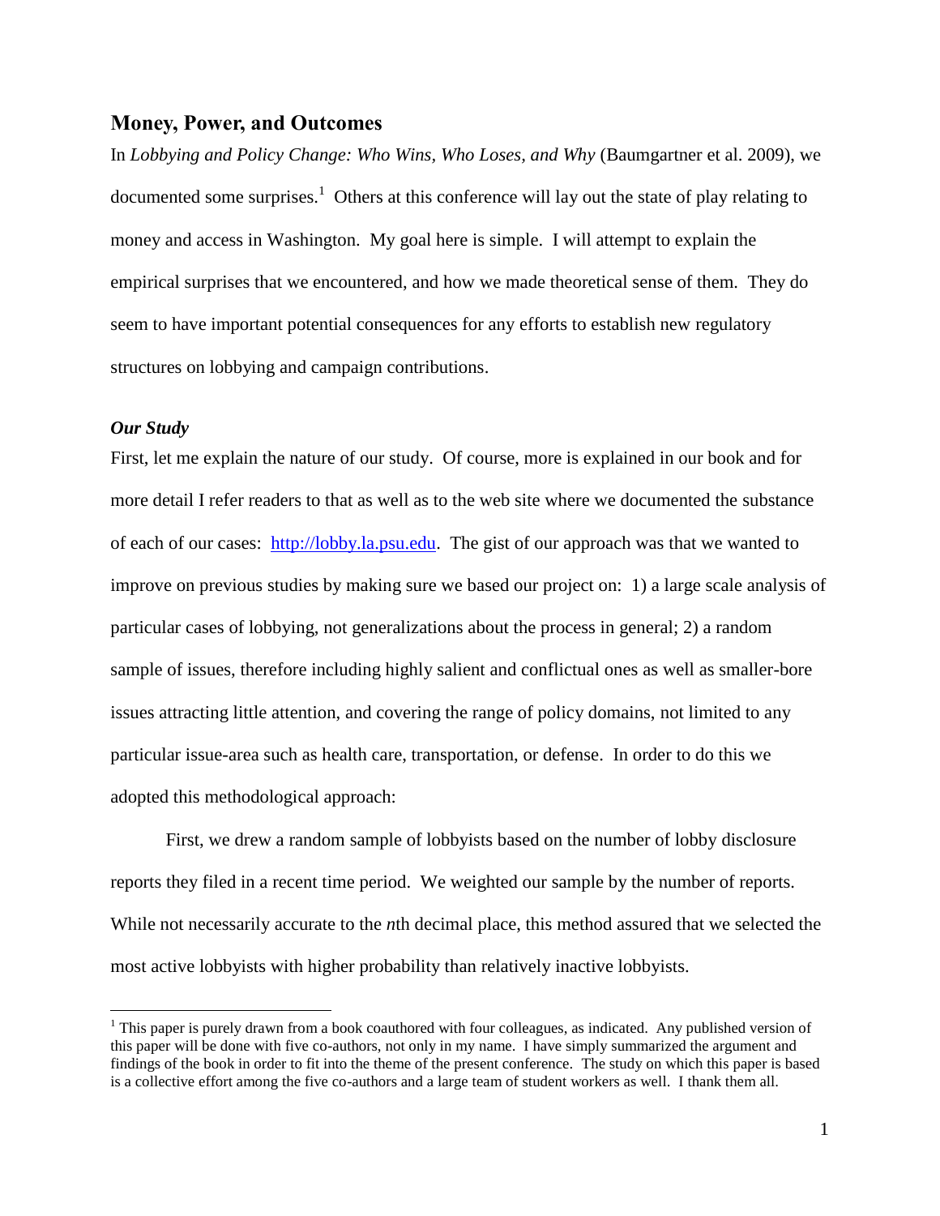## Money, Power, and Outcomes

In *Lobbying and Policy Change: Who Wins, Who Loses, and Why* (Baumgartner et al. 2009), we documented some surprises.[1] Others at this conference will lay out the state of play relating to money and access in Washington. My goal here is simple. I will attempt to explain the empirical surprises that we encountered, and how we made theoretical sense of them. They do seem to have important potential consequences for any efforts to establish new regulatory structures on lobbying and campaign contributions.

### *Our Study*

First, let me explain the nature of our study. Of course, more is explained in our book and for more detail I refer readers to that as well as to the web site where we documented the substance of each of our cases: http://lobby.la.psu.edu. The gist of our approach was that we wanted to improve on previous studies by making sure we based our project on: 1) a large scale analysis of particular cases of lobbying, not generalizations about the process in general; 2) a random sample of issues, therefore including highly salient and conflictual ones as well as smaller-bore issues attracting little attention, and covering the range of policy domains, not limited to any particular issue-area such as health care, transportation, or defense. In order to do this we adopted this methodological approach:

First, we drew a random sample of lobbyists based on the number of lobby disclosure reports they filed in a recent time period. We weighted our sample by the number of reports. While not necessarily accurate to the *n*th decimal place, this method assured that we selected the most active lobbyists with higher probability than relatively inactive lobbyists.

[1] This paper is purely drawn from a book coauthored with four colleagues, as indicated. Any published version of this paper will be done with five co-authors, not only in my name. I have simply summarized the argument and findings of the book in order to fit into the theme of the present conference. The study on which this paper is based is a collective effort among the five co-authors and a large team of student workers as well. I thank them all.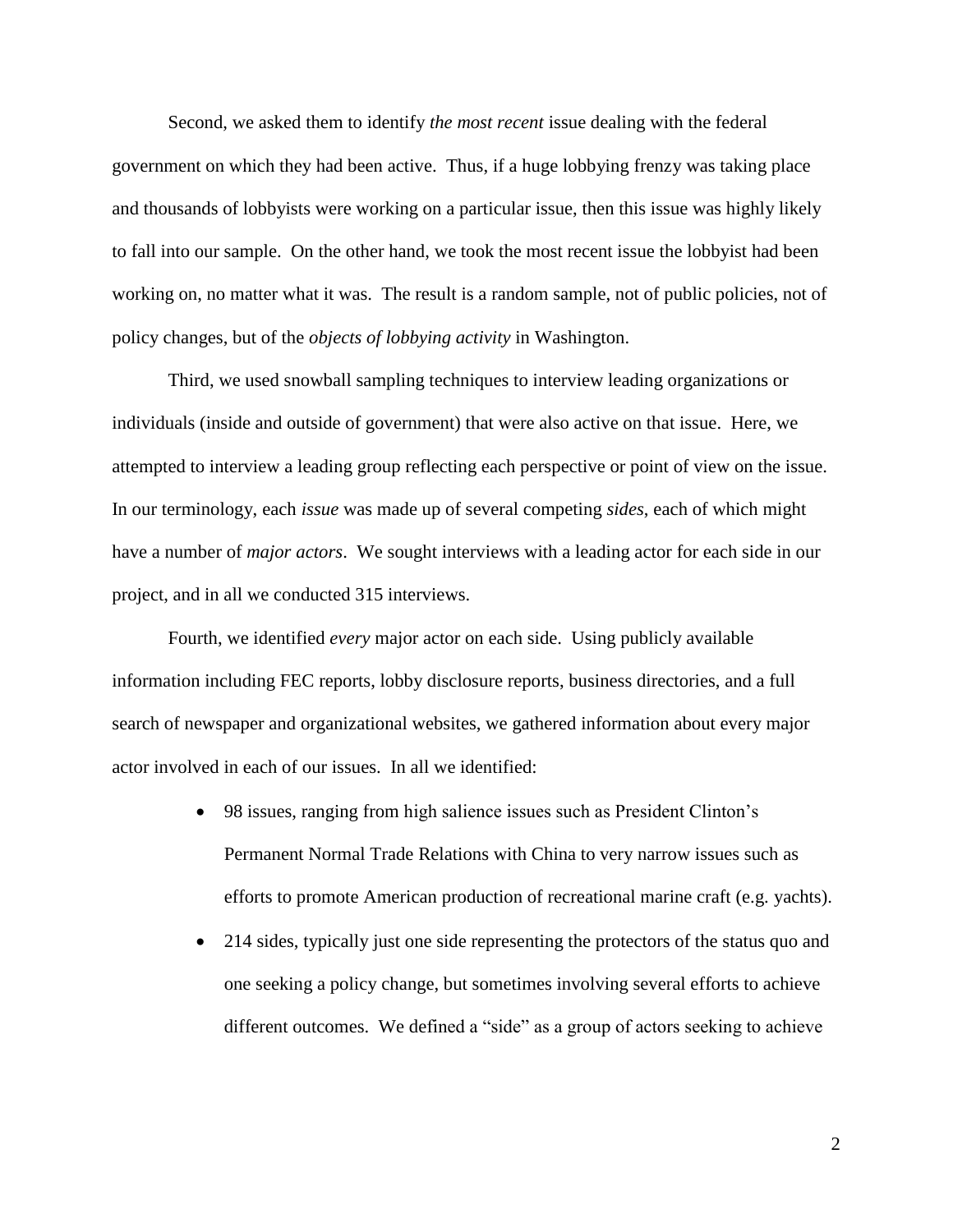Second, we asked them to identify *the most recent* issue dealing with the federal government on which they had been active. Thus, if a huge lobbying frenzy was taking place and thousands of lobbyists were working on a particular issue, then this issue was highly likely to fall into our sample. On the other hand, we took the most recent issue the lobbyist had been working on, no matter what it was. The result is a random sample, not of public policies, not of policy changes, but of the *objects of lobbying activity* in Washington.

Third, we used snowball sampling techniques to interview leading organizations or individuals (inside and outside of government) that were also active on that issue. Here, we attempted to interview a leading group reflecting each perspective or point of view on the issue. In our terminology, each *issue* was made up of several competing *sides*, each of which might have a number of *major actors*. We sought interviews with a leading actor for each side in our project, and in all we conducted 315 interviews.

Fourth, we identified *every* major actor on each side. Using publicly available information including FEC reports, lobby disclosure reports, business directories, and a full search of newspaper and organizational websites, we gathered information about every major actor involved in each of our issues. In all we identified:

- 98 issues, ranging from high salience issues such as President Clinton's Permanent Normal Trade Relations with China to very narrow issues such as efforts to promote American production of recreational marine craft (e.g. yachts).
- 214 sides, typically just one side representing the protectors of the status quo and one seeking a policy change, but sometimes involving several efforts to achieve different outcomes. We defined a "side" as a group of actors seeking to achieve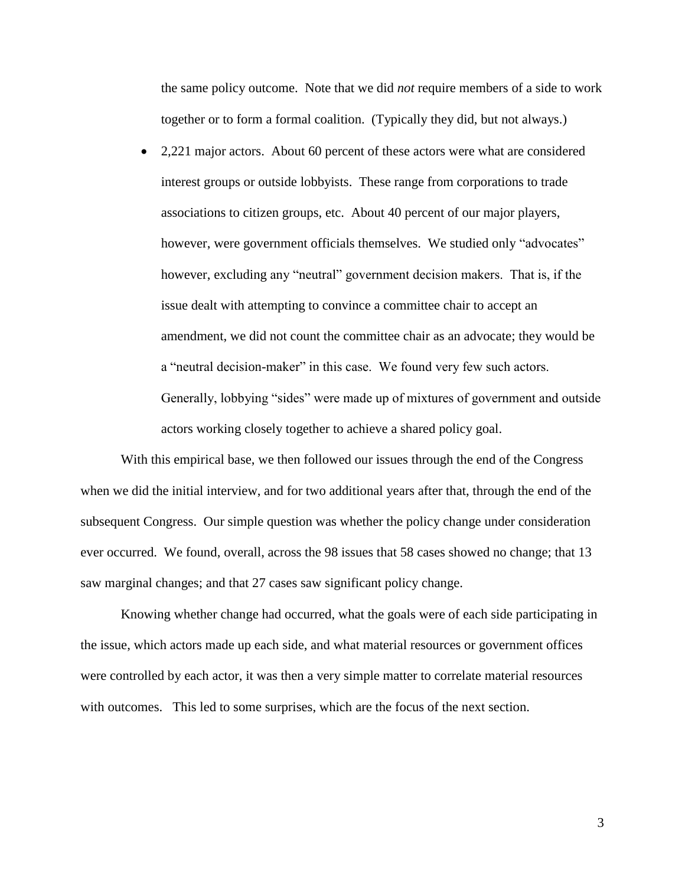the same policy outcome. Note that we did *not* require members of a side to work together or to form a formal coalition. (Typically they did, but not always.)

- 2,221 major actors. About 60 percent of these actors were what are considered interest groups or outside lobbyists. These range from corporations to trade associations to citizen groups, etc. About 40 percent of our major players, however, were government officials themselves. We studied only "advocates" however, excluding any "neutral" government decision makers. That is, if the issue dealt with attempting to convince a committee chair to accept an amendment, we did not count the committee chair as an advocate; they would be a "neutral decision-maker" in this case. We found very few such actors. Generally, lobbying "sides" were made up of mixtures of government and outside actors working closely together to achieve a shared policy goal.

With this empirical base, we then followed our issues through the end of the Congress when we did the initial interview, and for two additional years after that, through the end of the subsequent Congress. Our simple question was whether the policy change under consideration ever occurred. We found, overall, across the 98 issues that 58 cases showed no change; that 13 saw marginal changes; and that 27 cases saw significant policy change.

Knowing whether change had occurred, what the goals were of each side participating in the issue, which actors made up each side, and what material resources or government offices were controlled by each actor, it was then a very simple matter to correlate material resources with outcomes. This led to some surprises, which are the focus of the next section.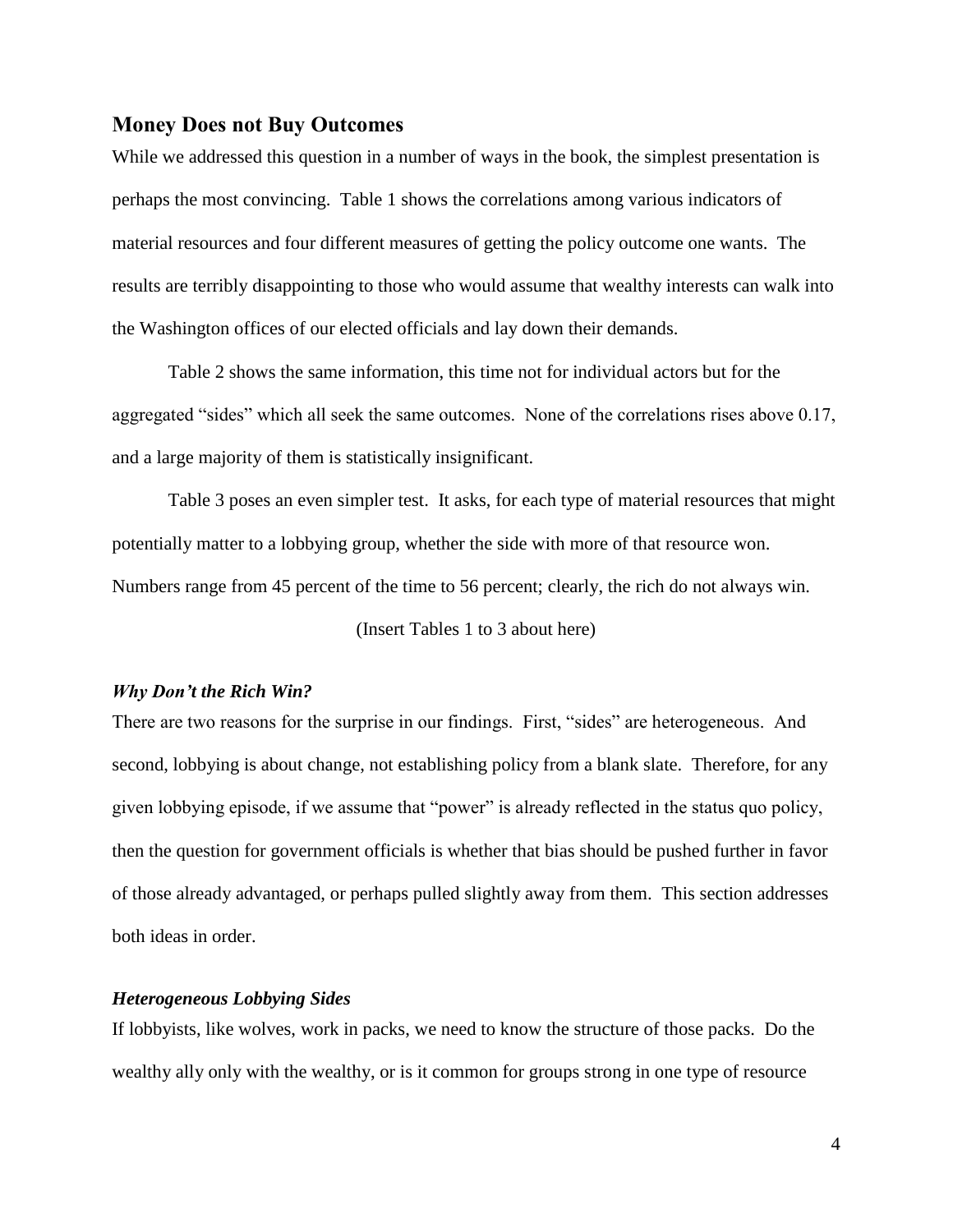## Money Does not Buy Outcomes

While we addressed this question in a number of ways in the book, the simplest presentation is perhaps the most convincing. Table 1 shows the correlations among various indicators of material resources and four different measures of getting the policy outcome one wants. The results are terribly disappointing to those who would assume that wealthy interests can walk into the Washington offices of our elected officials and lay down their demands.

Table 2 shows the same information, this time not for individual actors but for the aggregated "sides" which all seek the same outcomes. None of the correlations rises above 0.17, and a large majority of them is statistically insignificant.

Table 3 poses an even simpler test. It asks, for each type of material resources that might potentially matter to a lobbying group, whether the side with more of that resource won. Numbers range from 45 percent of the time to 56 percent; clearly, the rich do not always win.

(Insert Tables 1 to 3 about here)

### *Why Don't the Rich Win?*

There are two reasons for the surprise in our findings. First, "sides" are heterogeneous. And second, lobbying is about change, not establishing policy from a blank slate. Therefore, for any given lobbying episode, if we assume that "power" is already reflected in the status quo policy, then the question for government officials is whether that bias should be pushed further in favor of those already advantaged, or perhaps pulled slightly away from them. This section addresses both ideas in order.

### *Heterogeneous Lobbying Sides*

If lobbyists, like wolves, work in packs, we need to know the structure of those packs. Do the wealthy ally only with the wealthy, or is it common for groups strong in one type of resource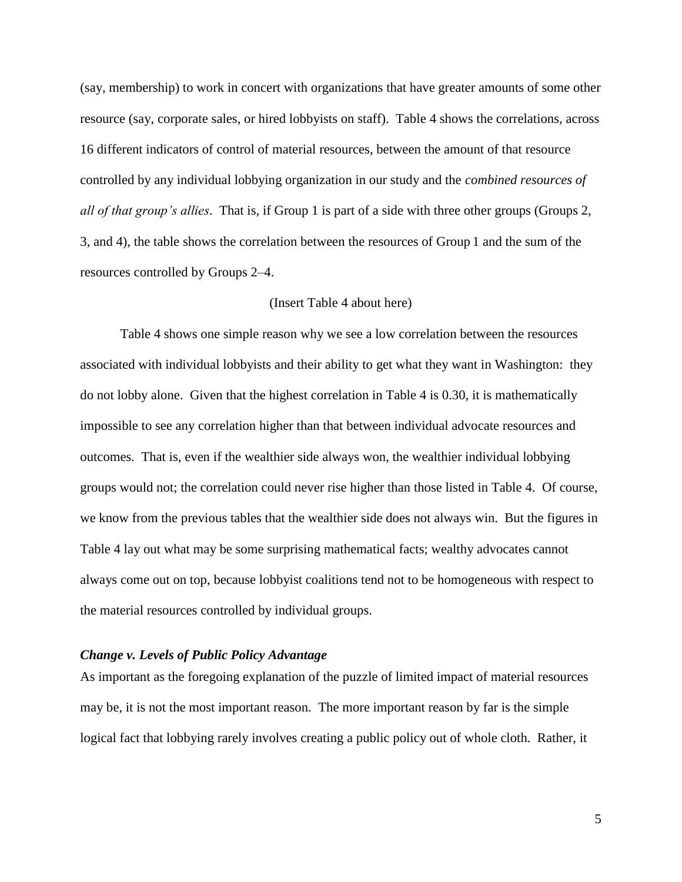(say, membership) to work in concert with organizations that have greater amounts of some other resource (say, corporate sales, or hired lobbyists on staff). Table 4 shows the correlations, across 16 different indicators of control of material resources, between the amount of that resource controlled by any individual lobbying organization in our study and the *combined resources of all of that group's allies*. That is, if Group 1 is part of a side with three other groups (Groups 2, 3, and 4), the table shows the correlation between the resources of Group 1 and the sum of the resources controlled by Groups 2–4.

(Insert Table 4 about here)

Table 4 shows one simple reason why we see a low correlation between the resources associated with individual lobbyists and their ability to get what they want in Washington: they do not lobby alone. Given that the highest correlation in Table 4 is 0.30, it is mathematically impossible to see any correlation higher than that between individual advocate resources and outcomes. That is, even if the wealthier side always won, the wealthier individual lobbying groups would not; the correlation could never rise higher than those listed in Table 4. Of course, we know from the previous tables that the wealthier side does not always win. But the figures in Table 4 lay out what may be some surprising mathematical facts; wealthy advocates cannot always come out on top, because lobbyist coalitions tend not to be homogeneous with respect to the material resources controlled by individual groups.

### *Change v. Levels of Public Policy Advantage*

As important as the foregoing explanation of the puzzle of limited impact of material resources may be, it is not the most important reason. The more important reason by far is the simple logical fact that lobbying rarely involves creating a public policy out of whole cloth. Rather, it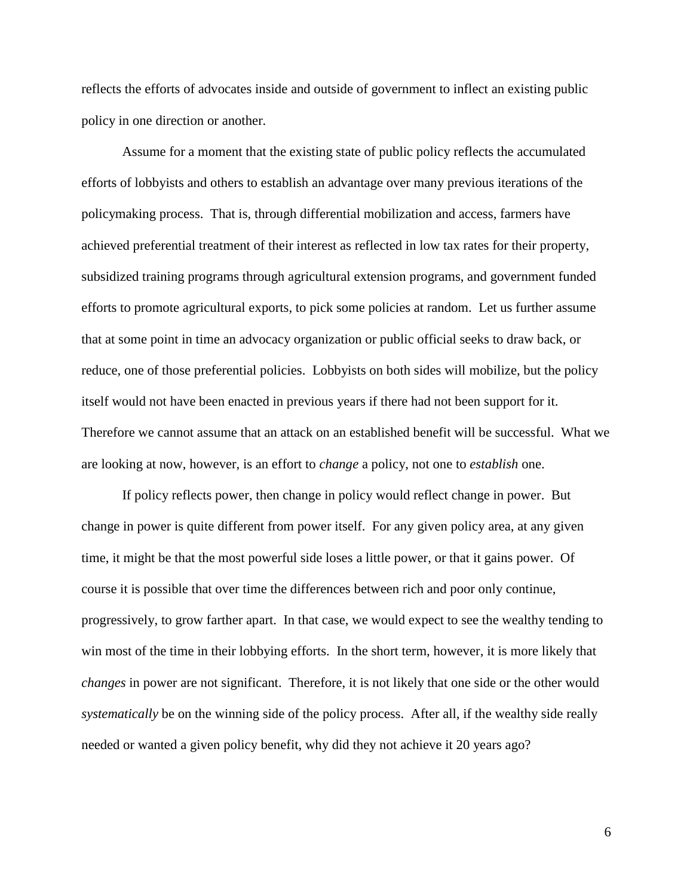reflects the efforts of advocates inside and outside of government to inflect an existing public policy in one direction or another.

Assume for a moment that the existing state of public policy reflects the accumulated efforts of lobbyists and others to establish an advantage over many previous iterations of the policymaking process. That is, through differential mobilization and access, farmers have achieved preferential treatment of their interest as reflected in low tax rates for their property, subsidized training programs through agricultural extension programs, and government funded efforts to promote agricultural exports, to pick some policies at random. Let us further assume that at some point in time an advocacy organization or public official seeks to draw back, or reduce, one of those preferential policies. Lobbyists on both sides will mobilize, but the policy itself would not have been enacted in previous years if there had not been support for it. Therefore we cannot assume that an attack on an established benefit will be successful. What we are looking at now, however, is an effort to *change* a policy, not one to *establish* one.

If policy reflects power, then change in policy would reflect change in power. But change in power is quite different from power itself. For any given policy area, at any given time, it might be that the most powerful side loses a little power, or that it gains power. Of course it is possible that over time the differences between rich and poor only continue, progressively, to grow farther apart. In that case, we would expect to see the wealthy tending to win most of the time in their lobbying efforts. In the short term, however, it is more likely that *changes* in power are not significant. Therefore, it is not likely that one side or the other would *systematically* be on the winning side of the policy process. After all, if the wealthy side really needed or wanted a given policy benefit, why did they not achieve it 20 years ago?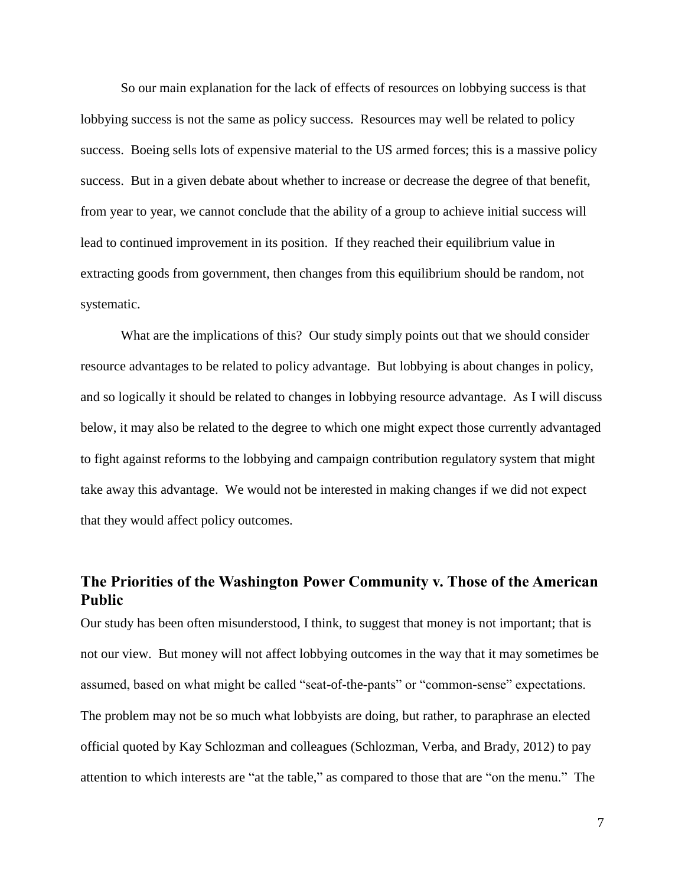So our main explanation for the lack of effects of resources on lobbying success is that lobbying success is not the same as policy success. Resources may well be related to policy success. Boeing sells lots of expensive material to the US armed forces; this is a massive policy success. But in a given debate about whether to increase or decrease the degree of that benefit, from year to year, we cannot conclude that the ability of a group to achieve initial success will lead to continued improvement in its position. If they reached their equilibrium value in extracting goods from government, then changes from this equilibrium should be random, not systematic.

What are the implications of this? Our study simply points out that we should consider resource advantages to be related to policy advantage. But lobbying is about changes in policy, and so logically it should be related to changes in lobbying resource advantage. As I will discuss below, it may also be related to the degree to which one might expect those currently advantaged to fight against reforms to the lobbying and campaign contribution regulatory system that might take away this advantage. We would not be interested in making changes if we did not expect that they would affect policy outcomes.

## The Priorities of the Washington Power Community v. Those of the American Public

Our study has been often misunderstood, I think, to suggest that money is not important; that is not our view. But money will not affect lobbying outcomes in the way that it may sometimes be assumed, based on what might be called "seat-of-the-pants" or "common-sense" expectations. The problem may not be so much what lobbyists are doing, but rather, to paraphrase an elected official quoted by Kay Schlozman and colleagues (Schlozman, Verba, and Brady, 2012) to pay attention to which interests are "at the table," as compared to those that are "on the menu." The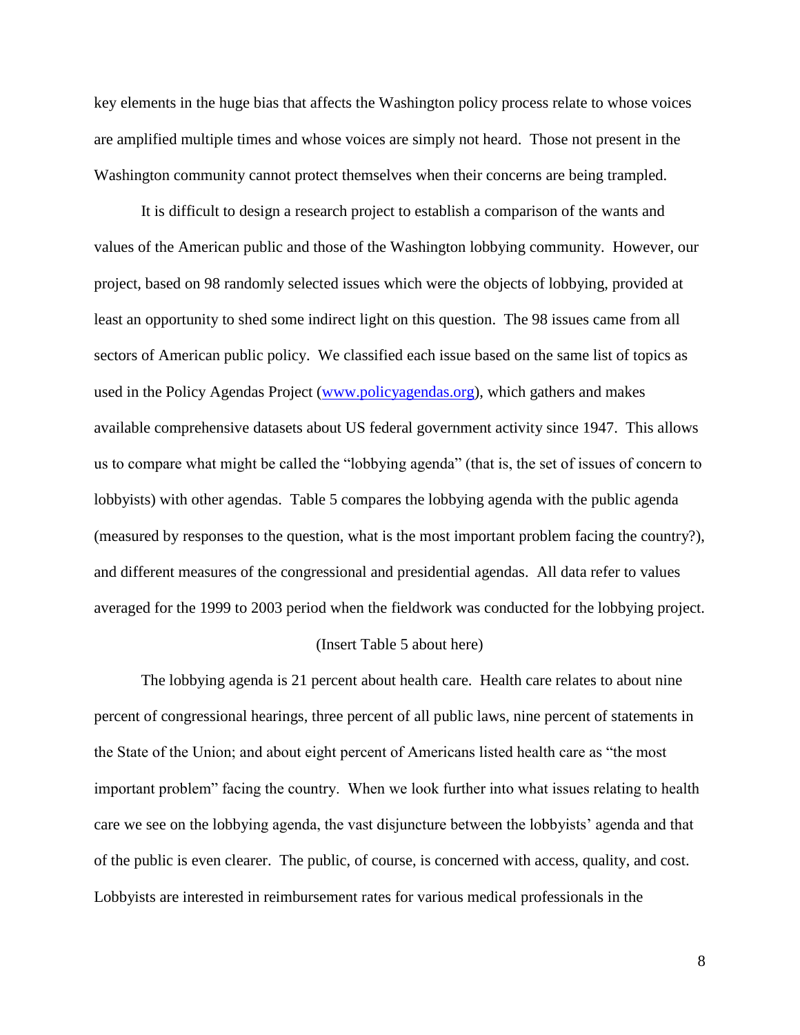key elements in the huge bias that affects the Washington policy process relate to whose voices are amplified multiple times and whose voices are simply not heard. Those not present in the Washington community cannot protect themselves when their concerns are being trampled.

It is difficult to design a research project to establish a comparison of the wants and values of the American public and those of the Washington lobbying community. However, our project, based on 98 randomly selected issues which were the objects of lobbying, provided at least an opportunity to shed some indirect light on this question. The 98 issues came from all sectors of American public policy. We classified each issue based on the same list of topics as used in the Policy Agendas Project ([www.policyagendas.org](www.policyagendas.org)), which gathers and makes available comprehensive datasets about US federal government activity since 1947. This allows us to compare what might be called the "lobbying agenda" (that is, the set of issues of concern to lobbyists) with other agendas. Table 5 compares the lobbying agenda with the public agenda (measured by responses to the question, what is the most important problem facing the country?), and different measures of the congressional and presidential agendas. All data refer to values averaged for the 1999 to 2003 period when the fieldwork was conducted for the lobbying project.

(Insert Table 5 about here)

The lobbying agenda is 21 percent about health care. Health care relates to about nine percent of congressional hearings, three percent of all public laws, nine percent of statements in the State of the Union; and about eight percent of Americans listed health care as "the most important problem" facing the country. When we look further into what issues relating to health care we see on the lobbying agenda, the vast disjuncture between the lobbyists' agenda and that of the public is even clearer. The public, of course, is concerned with access, quality, and cost. Lobbyists are interested in reimbursement rates for various medical professionals in the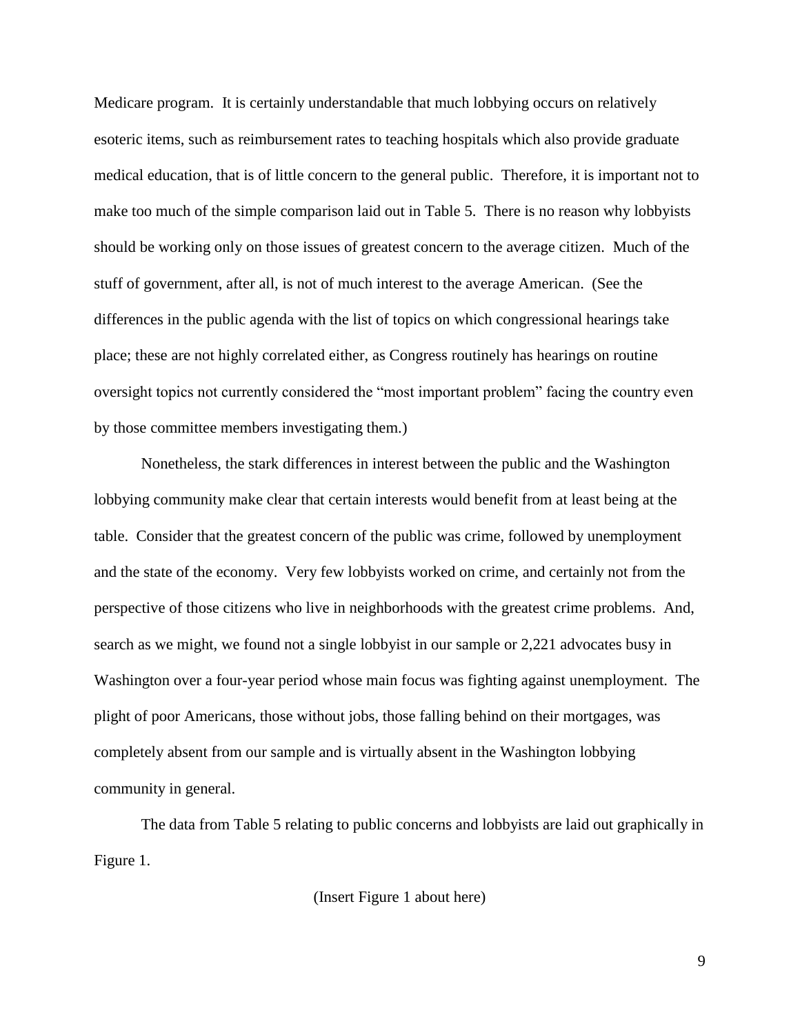Medicare program. It is certainly understandable that much lobbying occurs on relatively esoteric items, such as reimbursement rates to teaching hospitals which also provide graduate medical education, that is of little concern to the general public. Therefore, it is important not to make too much of the simple comparison laid out in Table 5. There is no reason why lobbyists should be working only on those issues of greatest concern to the average citizen. Much of the stuff of government, after all, is not of much interest to the average American. (See the differences in the public agenda with the list of topics on which congressional hearings take place; these are not highly correlated either, as Congress routinely has hearings on routine oversight topics not currently considered the "most important problem" facing the country even by those committee members investigating them.)

Nonetheless, the stark differences in interest between the public and the Washington lobbying community make clear that certain interests would benefit from at least being at the table. Consider that the greatest concern of the public was crime, followed by unemployment and the state of the economy. Very few lobbyists worked on crime, and certainly not from the perspective of those citizens who live in neighborhoods with the greatest crime problems. And, search as we might, we found not a single lobbyist in our sample or 2,221 advocates busy in Washington over a four-year period whose main focus was fighting against unemployment. The plight of poor Americans, those without jobs, those falling behind on their mortgages, was completely absent from our sample and is virtually absent in the Washington lobbying community in general.

The data from Table 5 relating to public concerns and lobbyists are laid out graphically in Figure 1.

(Insert Figure 1 about here)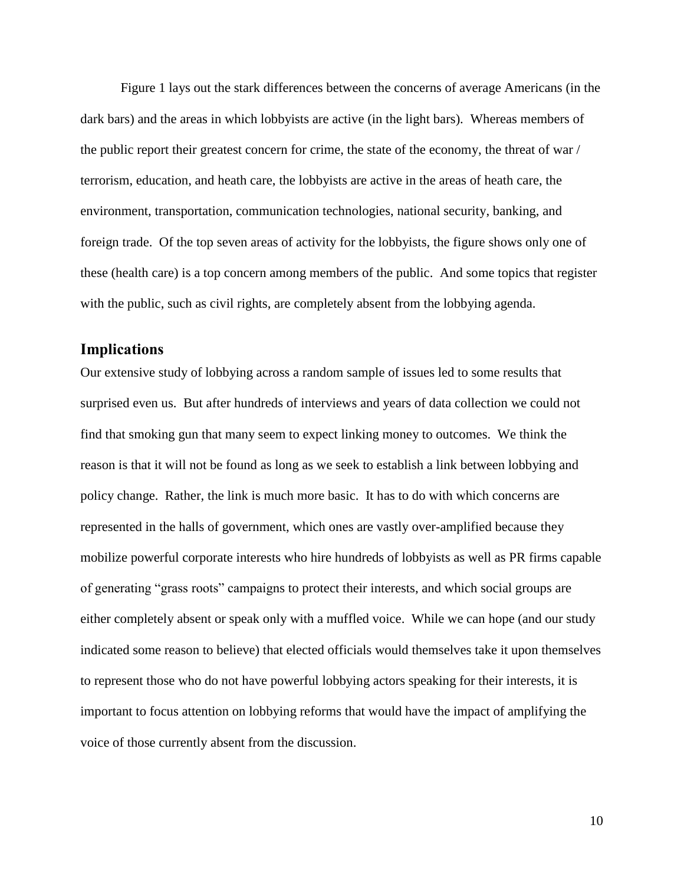Figure 1 lays out the stark differences between the concerns of average Americans (in the dark bars) and the areas in which lobbyists are active (in the light bars). Whereas members of the public report their greatest concern for crime, the state of the economy, the threat of war / terrorism, education, and heath care, the lobbyists are active in the areas of heath care, the environment, transportation, communication technologies, national security, banking, and foreign trade. Of the top seven areas of activity for the lobbyists, the figure shows only one of these (health care) is a top concern among members of the public. And some topics that register with the public, such as civil rights, are completely absent from the lobbying agenda.

## Implications

Our extensive study of lobbying across a random sample of issues led to some results that surprised even us. But after hundreds of interviews and years of data collection we could not find that smoking gun that many seem to expect linking money to outcomes. We think the reason is that it will not be found as long as we seek to establish a link between lobbying and policy change. Rather, the link is much more basic. It has to do with which concerns are represented in the halls of government, which ones are vastly over-amplified because they mobilize powerful corporate interests who hire hundreds of lobbyists as well as PR firms capable of generating "grass roots" campaigns to protect their interests, and which social groups are either completely absent or speak only with a muffled voice. While we can hope (and our study indicated some reason to believe) that elected officials would themselves take it upon themselves to represent those who do not have powerful lobbying actors speaking for their interests, it is important to focus attention on lobbying reforms that would have the impact of amplifying the voice of those currently absent from the discussion.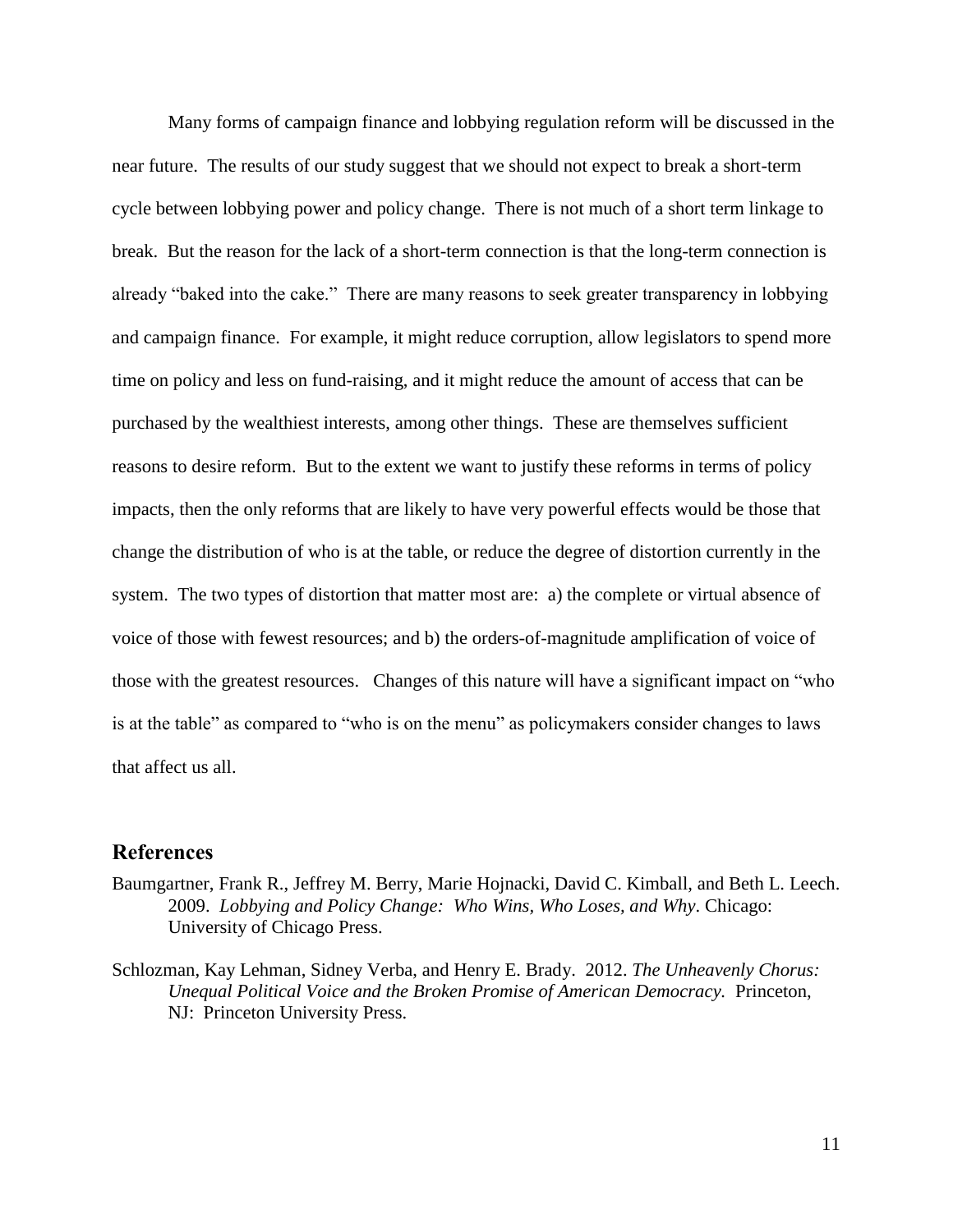Many forms of campaign finance and lobbying regulation reform will be discussed in the near future. The results of our study suggest that we should not expect to break a short-term cycle between lobbying power and policy change. There is not much of a short term linkage to break. But the reason for the lack of a short-term connection is that the long-term connection is already "baked into the cake." There are many reasons to seek greater transparency in lobbying and campaign finance. For example, it might reduce corruption, allow legislators to spend more time on policy and less on fund-raising, and it might reduce the amount of access that can be purchased by the wealthiest interests, among other things. These are themselves sufficient reasons to desire reform. But to the extent we want to justify these reforms in terms of policy impacts, then the only reforms that are likely to have very powerful effects would be those that change the distribution of who is at the table, or reduce the degree of distortion currently in the system. The two types of distortion that matter most are: a) the complete or virtual absence of voice of those with fewest resources; and b) the orders-of-magnitude amplification of voice of those with the greatest resources. Changes of this nature will have a significant impact on "who is at the table" as compared to "who is on the menu" as policymakers consider changes to laws that affect us all.

## References

Baumgartner, Frank R., Jeffrey M. Berry, Marie Hojnacki, David C. Kimball, and Beth L. Leech. 2009. *Lobbying and Policy Change: Who Wins, Who Loses, and Why*. Chicago: University of Chicago Press.

Schlozman, Kay Lehman, Sidney Verba, and Henry E. Brady. 2012. *The Unheavenly Chorus: Unequal Political Voice and the Broken Promise of American Democracy.* Princeton, NJ: Princeton University Press.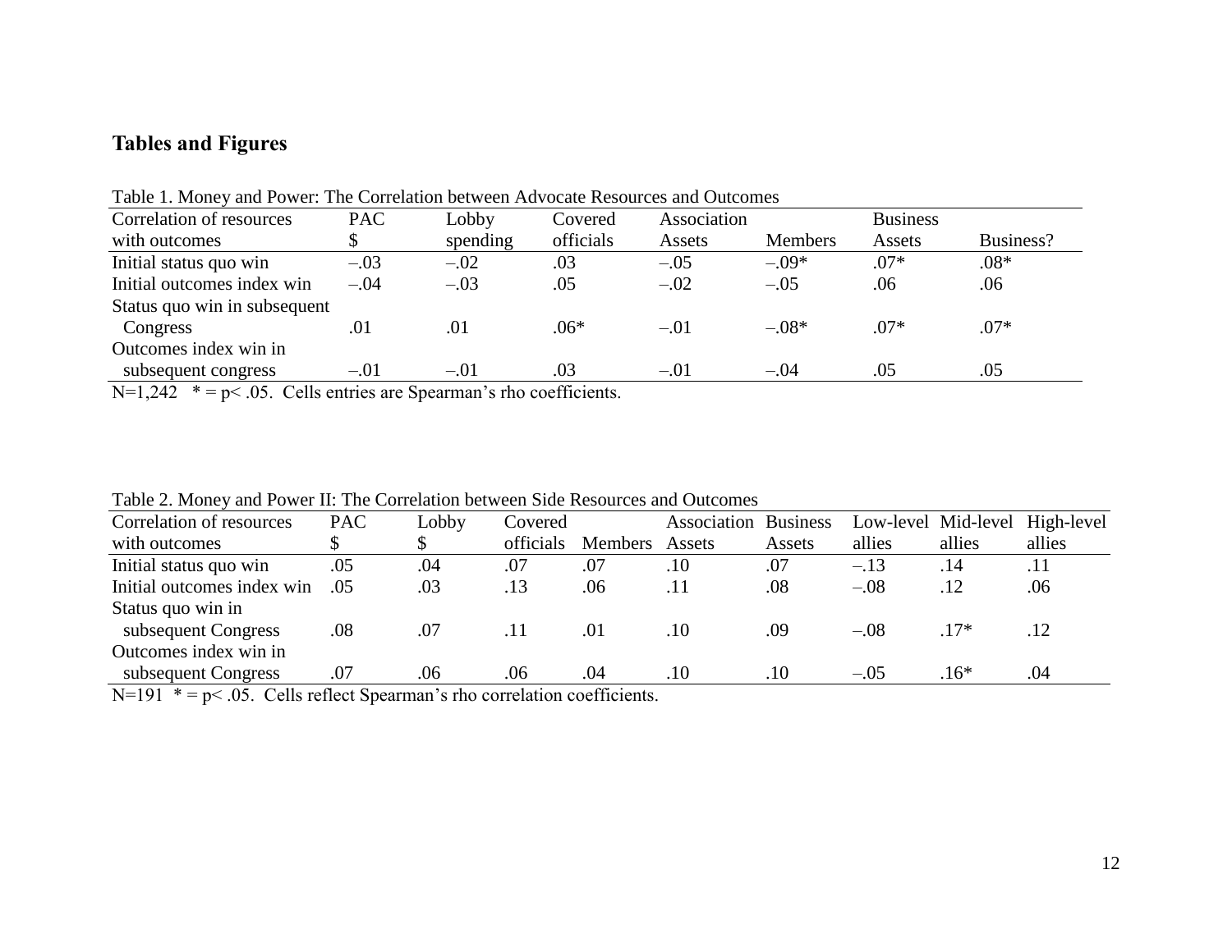## Tables and Figures

Table 1. Money and Power: The Correlation between Advocate Resources and Outcomes

| Correlation of resources with outcomes | PAC $ | Lobby spending | Covered officials | Association Assets | Members | Business Assets | Business? |
|---|---|---|---|---|---|---|---|
| Initial status quo win | –.03 | –.02 | .03 | –.05 | –.09* | .07* | .08* |
| Initial outcomes index win | –.04 | –.03 | .05 | –.02 | –.05 | .06 | .06 |
| Status quo win in subsequent Congress | .01 | .01 | .06* | –.01 | –.08* | .07* | .07* |
| Outcomes index win in subsequent congress | –.01 | –.01 | .03 | –.01 | –.04 | .05 | .05 |

N=1,242 * = p< .05. Cells entries are Spearman's rho coefficients.

Table 2. Money and Power II: The Correlation between Side Resources and Outcomes

| Correlation of resources with outcomes | PAC $ | Lobby $ | Covered officials | Members | Association Assets | Business Assets | Low-level allies | Mid-level allies | High-level allies |
|---|---|---|---|---|---|---|---|---|---|
| Initial status quo win | .05 | .04 | .07 | .07 | .10 | .07 | –.13 | .14 | .11 |
| Initial outcomes index win | .05 | .03 | .13 | .06 | .11 | .08 | –.08 | .12 | .06 |
| Status quo win in subsequent Congress | .08 | .07 | .11 | .01 | .10 | .09 | –.08 | .17* | .12 |
| Outcomes index win in subsequent Congress | .07 | .06 | .06 | .04 | .10 | .10 | –.05 | .16* | .04 |

N=191 * = p< .05. Cells reflect Spearman's rho correlation coefficients.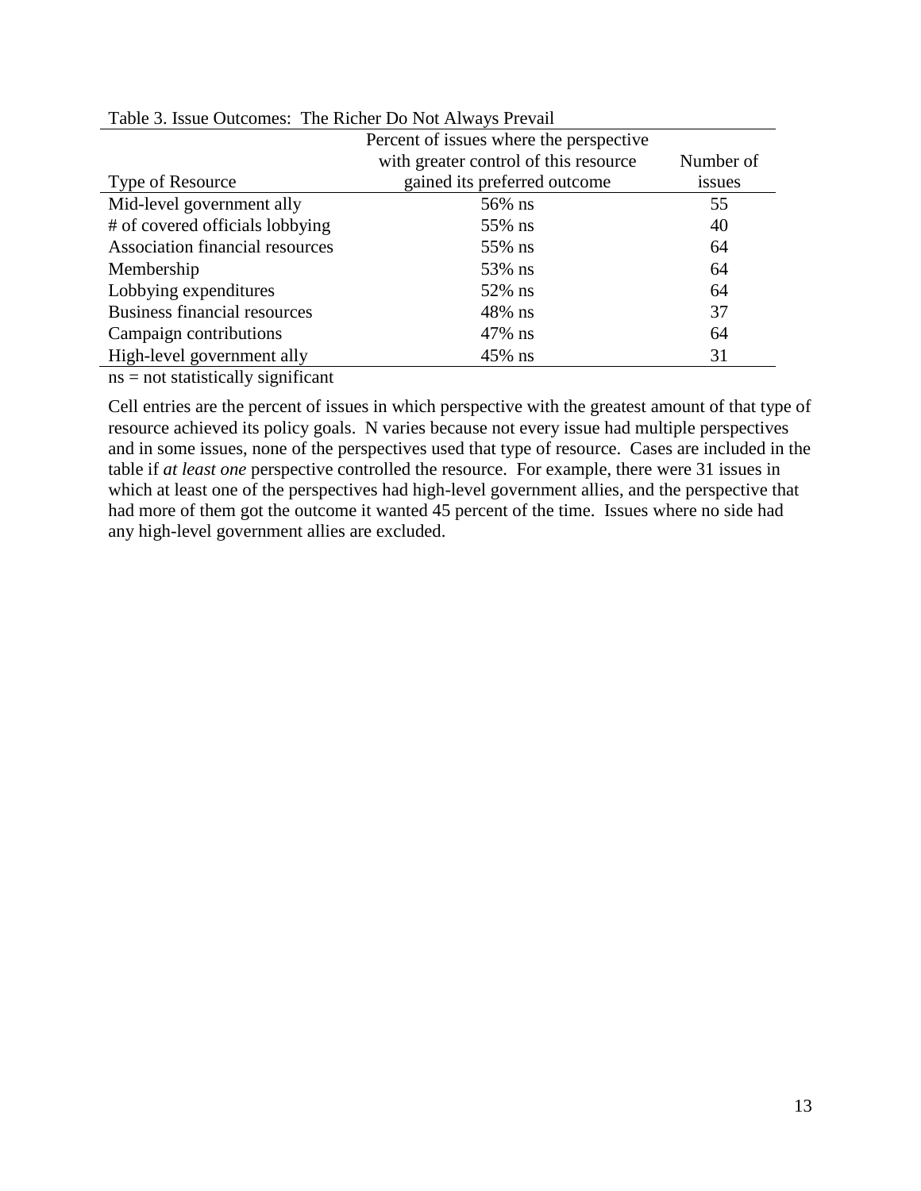Table 3. Issue Outcomes: The Richer Do Not Always Prevail

| Type of Resource | Percent of issues where the perspective with greater control of this resource gained its preferred outcome | Number of issues |
|---|---|---|
| Mid-level government ally | 56% ns | 55 |
| # of covered officials lobbying | 55% ns | 40 |
| Association financial resources | 55% ns | 64 |
| Membership | 53% ns | 64 |
| Lobbying expenditures | 52% ns | 64 |
| Business financial resources | 48% ns | 37 |
| Campaign contributions | 47% ns | 64 |
| High-level government ally | 45% ns | 31 |

ns = not statistically significant

Cell entries are the percent of issues in which perspective with the greatest amount of that type of resource achieved its policy goals. N varies because not every issue had multiple perspectives and in some issues, none of the perspectives used that type of resource. Cases are included in the table if *at least one* perspective controlled the resource. For example, there were 31 issues in which at least one of the perspectives had high-level government allies, and the perspective that had more of them got the outcome it wanted 45 percent of the time. Issues where no side had any high-level government allies are excluded.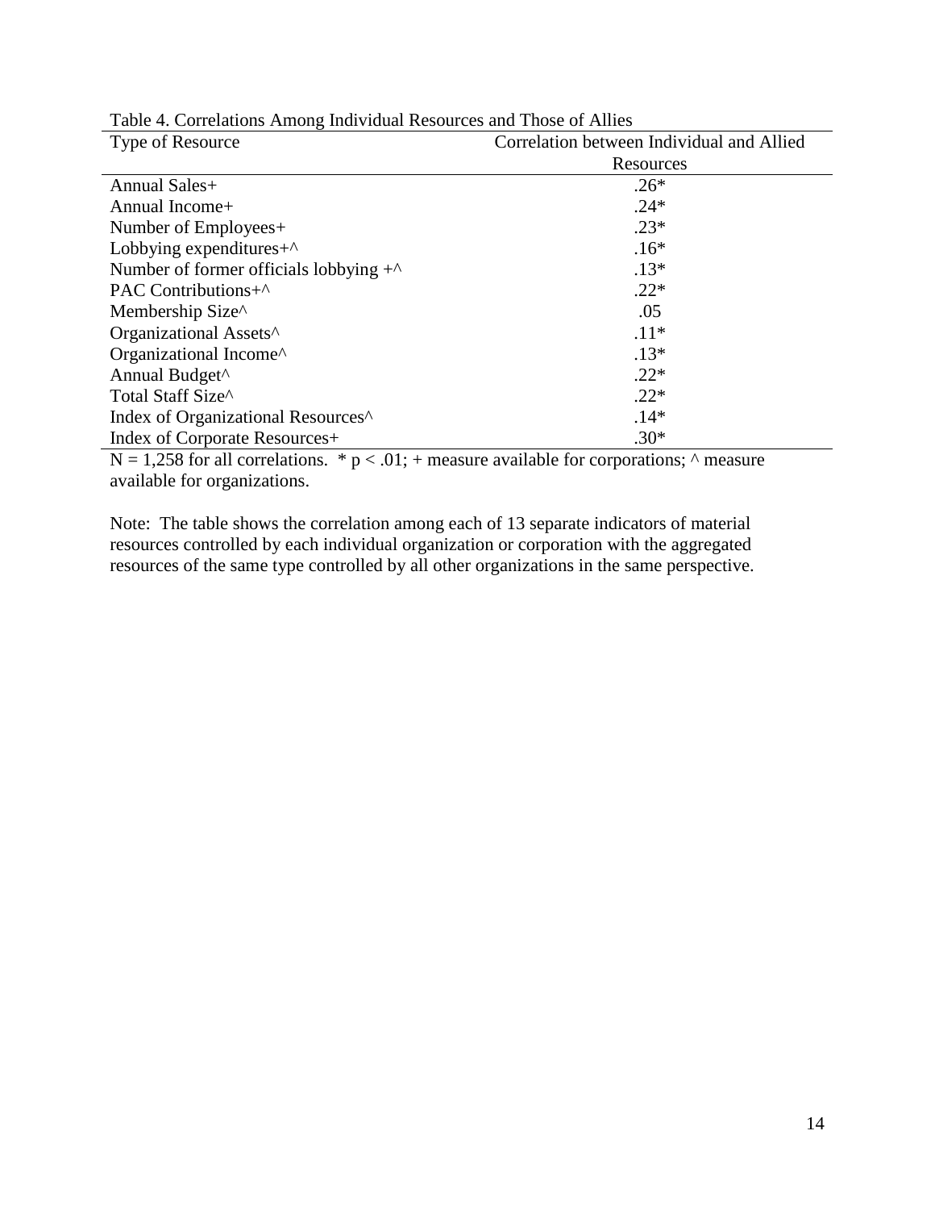Table 4. Correlations Among Individual Resources and Those of Allies

| Type of Resource | Correlation between Individual and Allied Resources |
| --- | --- |
| Annual Sales+ | .26* |
| Annual Income+ | .24* |
| Number of Employees+ | .23* |
| Lobbying expenditures+^ | .16* |
| Number of former officials lobbying +^ | .13* |
| PAC Contributions+^ | .22* |
| Membership Size^ | .05 |
| Organizational Assets^ | .11* |
| Organizational Income^ | .13* |
| Annual Budget^ | .22* |
| Total Staff Size^ | .22* |
| Index of Organizational Resources^ | .14* |
| Index of Corporate Resources+ | .30* |

N = 1,258 for all correlations. * $p < .01$; + measure available for corporations; ^ measure available for organizations.

Note: The table shows the correlation among each of 13 separate indicators of material resources controlled by each individual organization or corporation with the aggregated resources of the same type controlled by all other organizations in the same perspective.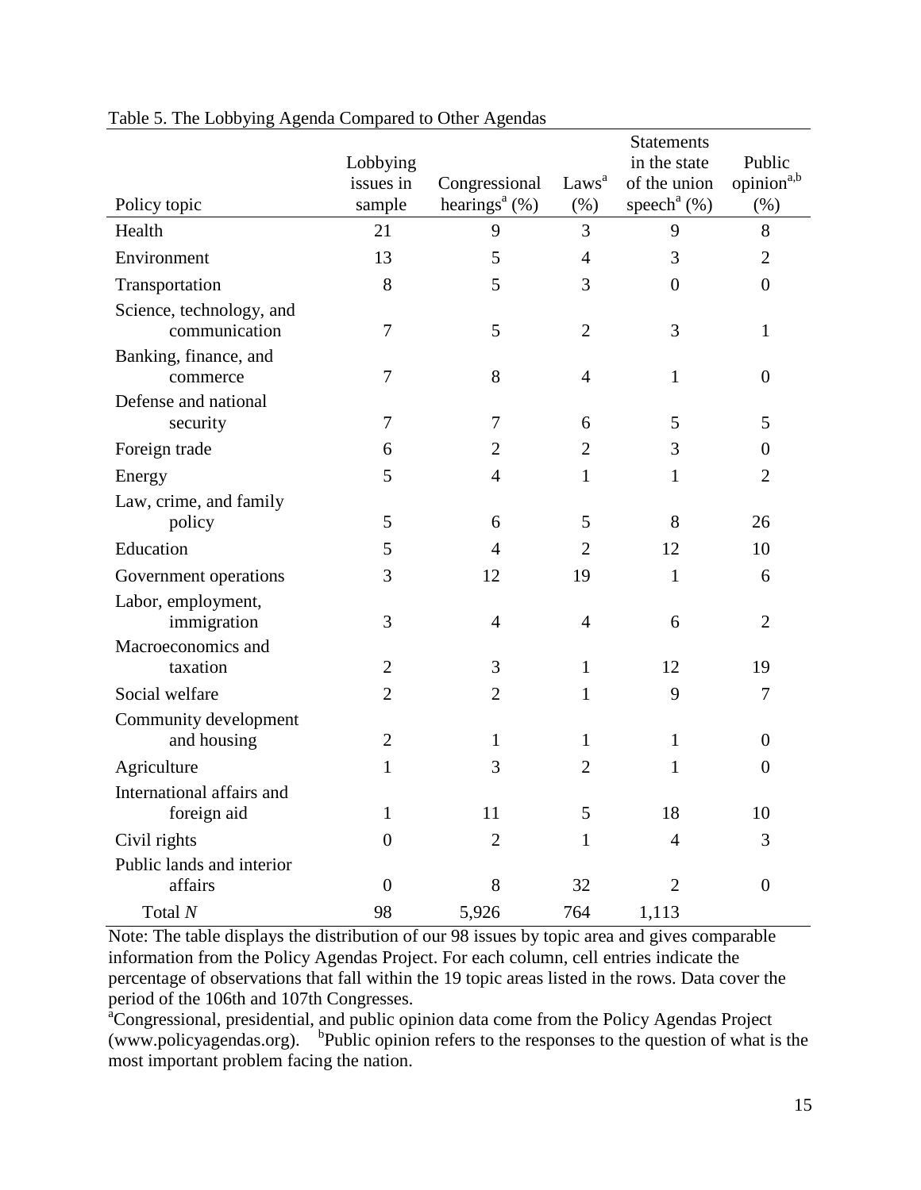Table 5. The Lobbying Agenda Compared to Other Agendas

| Policy topic | Lobbying issues in sample | Congressional hearings[a] (%) | Laws[a] (%) | Statements in the state of the union speech[a] (%) | Public opinion[a,b] (%) |
|---|---|---|---|---|---|
| Health | 21 | 9 | 3 | 9 | 8 |
| Environment | 13 | 5 | 4 | 3 | 2 |
| Transportation | 8 | 5 | 3 | 0 | 0 |
| Science, technology, and communication | 7 | 5 | 2 | 3 | 1 |
| Banking, finance, and commerce | 7 | 8 | 4 | 1 | 0 |
| Defense and national security | 7 | 7 | 6 | 5 | 5 |
| Foreign trade | 6 | 2 | 2 | 3 | 0 |
| Energy | 5 | 4 | 1 | 1 | 2 |
| Law, crime, and family policy | 5 | 6 | 5 | 8 | 26 |
| Education | 5 | 4 | 2 | 12 | 10 |
| Government operations | 3 | 12 | 19 | 1 | 6 |
| Labor, employment, immigration | 3 | 4 | 4 | 6 | 2 |
| Macroeconomics and taxation | 2 | 3 | 1 | 12 | 19 |
| Social welfare | 2 | 2 | 1 | 9 | 7 |
| Community development and housing | 2 | 1 | 1 | 1 | 0 |
| Agriculture | 1 | 3 | 2 | 1 | 0 |
| International affairs and foreign aid | 1 | 11 | 5 | 18 | 10 |
| Civil rights | 0 | 2 | 1 | 4 | 3 |
| Public lands and interior affairs | 0 | 8 | 32 | 2 | 0 |
| Total *N* | 98 | 5,926 | 764 | 1,113 | |

Note: The table displays the distribution of our 98 issues by topic area and gives comparable information from the Policy Agendas Project. For each column, cell entries indicate the percentage of observations that fall within the 19 topic areas listed in the rows. Data cover the period of the 106th and 107th Congresses.

[a]Congressional, presidential, and public opinion data come from the Policy Agendas Project (www.policyagendas.org). [b]Public opinion refers to the responses to the question of what is the most important problem facing the nation.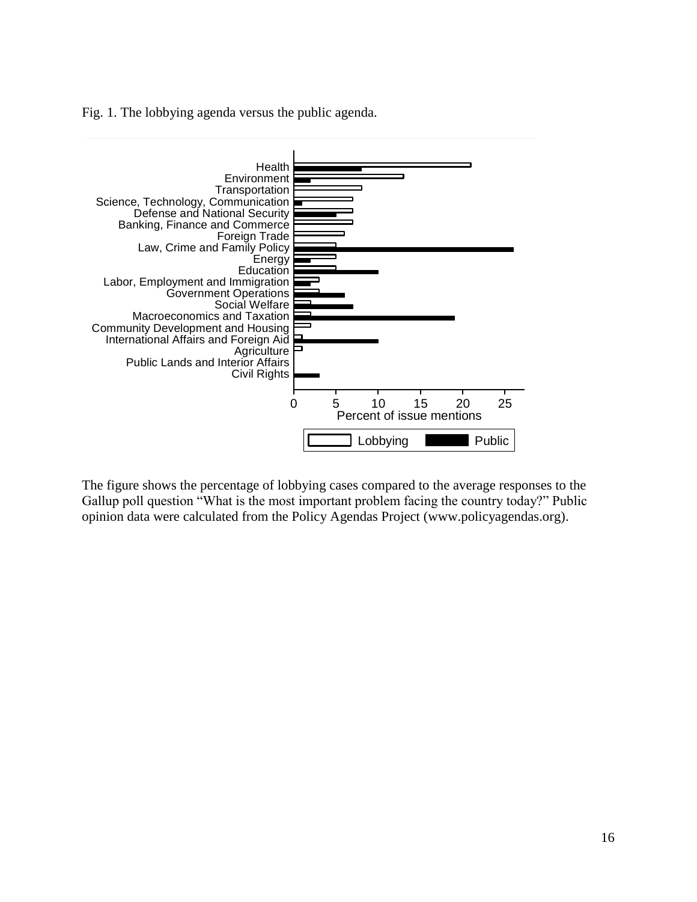Fig. 1. The lobbying agenda versus the public agenda.

Health
Environment
Transportation
Science, Technology, Communication
Defense and National Security
Banking, Finance and Commerce
Foreign Trade
Law, Crime and Family Policy
Energy
Education
Labor, Employment and Immigration
Government Operations
Social Welfare
Macroeconomics and Taxation
Community Development and Housing
International Affairs and Foreign Aid
Agriculture
Public Lands and Interior Affairs
Civil Rights

0 5 10 15 20 25

Percent of issue mentions

Lobbying Public

The figure shows the percentage of lobbying cases compared to the average responses to the Gallup poll question "What is the most important problem facing the country today?" Public opinion data were calculated from the Policy Agendas Project (www.policyagendas.org).